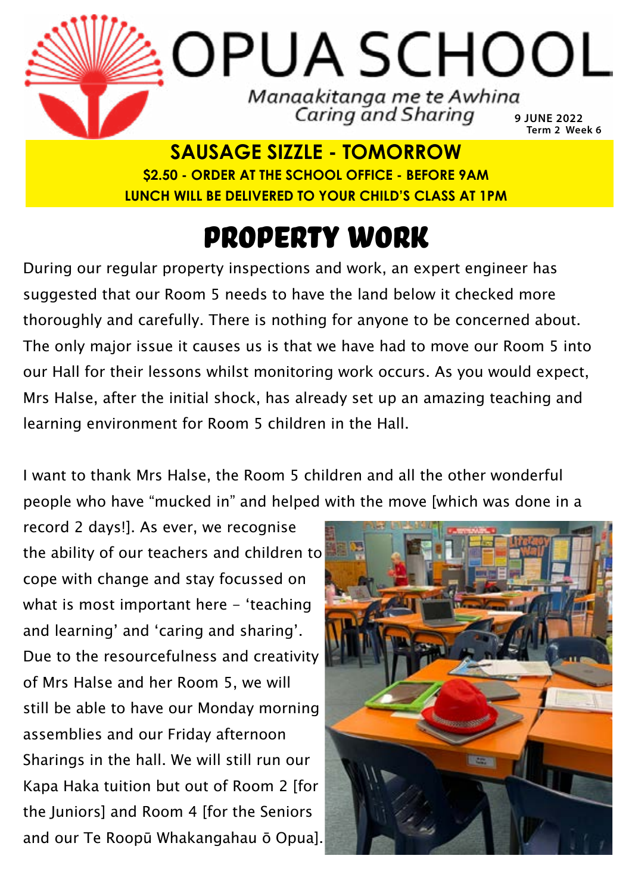# OPUA SCHOOL

*Manaakitanga me te Awhina*
*Caring and Sharing*

**9 JUNE 2022**
**Term 2 Week 6**

**SAUSAGE SIZZLE - TOMORROW**
**$2.50 - ORDER AT THE SCHOOL OFFICE - BEFORE 9AM**
**LUNCH WILL BE DELIVERED TO YOUR CHILD'S CLASS AT 1PM**

## PROPERTY WORK

During our regular property inspections and work, an expert engineer has suggested that our Room 5 needs to have the land below it checked more thoroughly and carefully. There is nothing for anyone to be concerned about. The only major issue it causes us is that we have had to move our Room 5 into our Hall for their lessons whilst monitoring work occurs. As you would expect, Mrs Halse, after the initial shock, has already set up an amazing teaching and learning environment for Room 5 children in the Hall.

I want to thank Mrs Halse, the Room 5 children and all the other wonderful people who have "mucked in" and helped with the move [which was done in a record 2 days!]. As ever, we recognise the ability of our teachers and children to cope with change and stay focussed on what is most important here - 'teaching and learning' and 'caring and sharing'. Due to the resourcefulness and creativity of Mrs Halse and her Room 5, we will still be able to have our Monday morning assemblies and our Friday afternoon Sharings in the hall. We will still run our Kapa Haka tuition but out of Room 2 [for the Juniors] and Room 4 [for the Seniors and our Te Roopū Whakangahau ō Opua].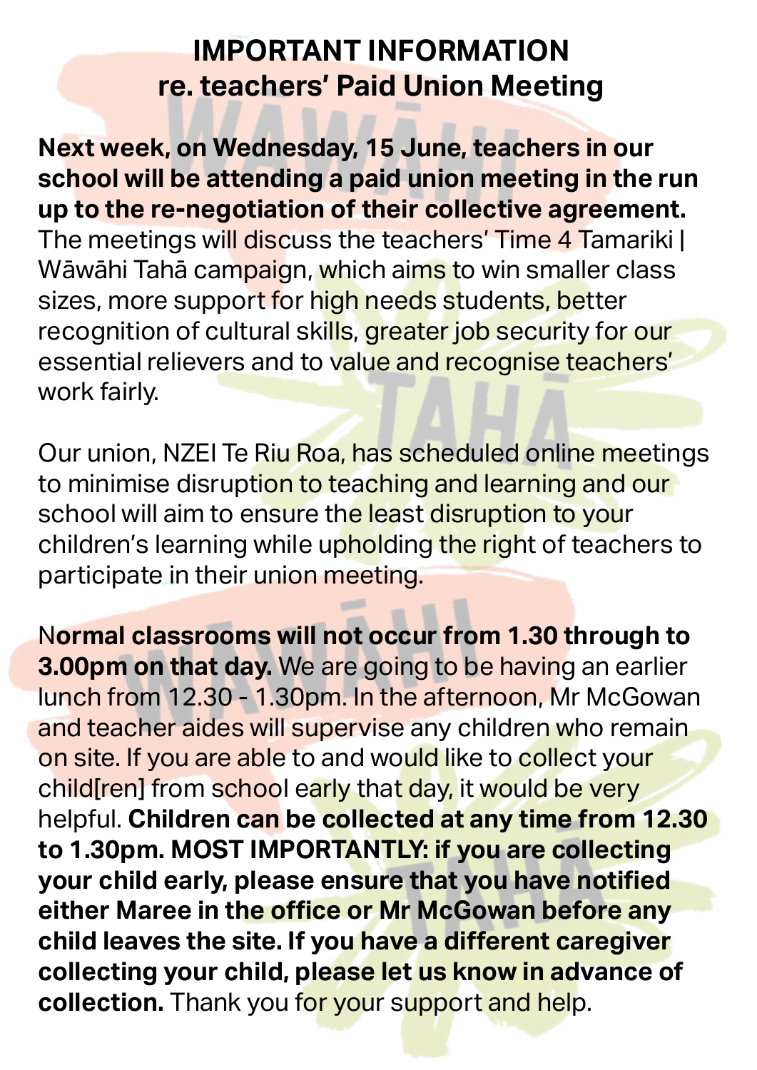# IMPORTANT INFORMATION re. teachers' Paid Union Meeting

**Next week, on Wednesday, 15 June, teachers in our school will be attending a paid union meeting in the run up to the re-negotiation of their collective agreement.** The meetings will discuss the teachers' Time 4 Tamariki | Wāwāhi Tahā campaign, which aims to win smaller class sizes, more support for high needs students, better recognition of cultural skills, greater job security for our essential relievers and to value and recognise teachers' work fairly.

Our union, NZEI Te Riu Roa, has scheduled online meetings to minimise disruption to teaching and learning and our school will aim to ensure the least disruption to your children's learning while upholding the right of teachers to participate in their union meeting.

**Normal classrooms will not occur from 1.30 through to 3.00pm on that day.** We are going to be having an earlier lunch from 12.30 - 1.30pm. In the afternoon, Mr McGowan and teacher aides will supervise any children who remain on site. If you are able to and would like to collect your child[ren] from school early that day, it would be very helpful. **Children can be collected at any time from 12.30 to 1.30pm. MOST IMPORTANTLY: if you are collecting your child early, please ensure that you have notified either Maree in the office or Mr McGowan before any child leaves the site. If you have a different caregiver collecting your child, please let us know in advance of collection.** Thank you for your support and help.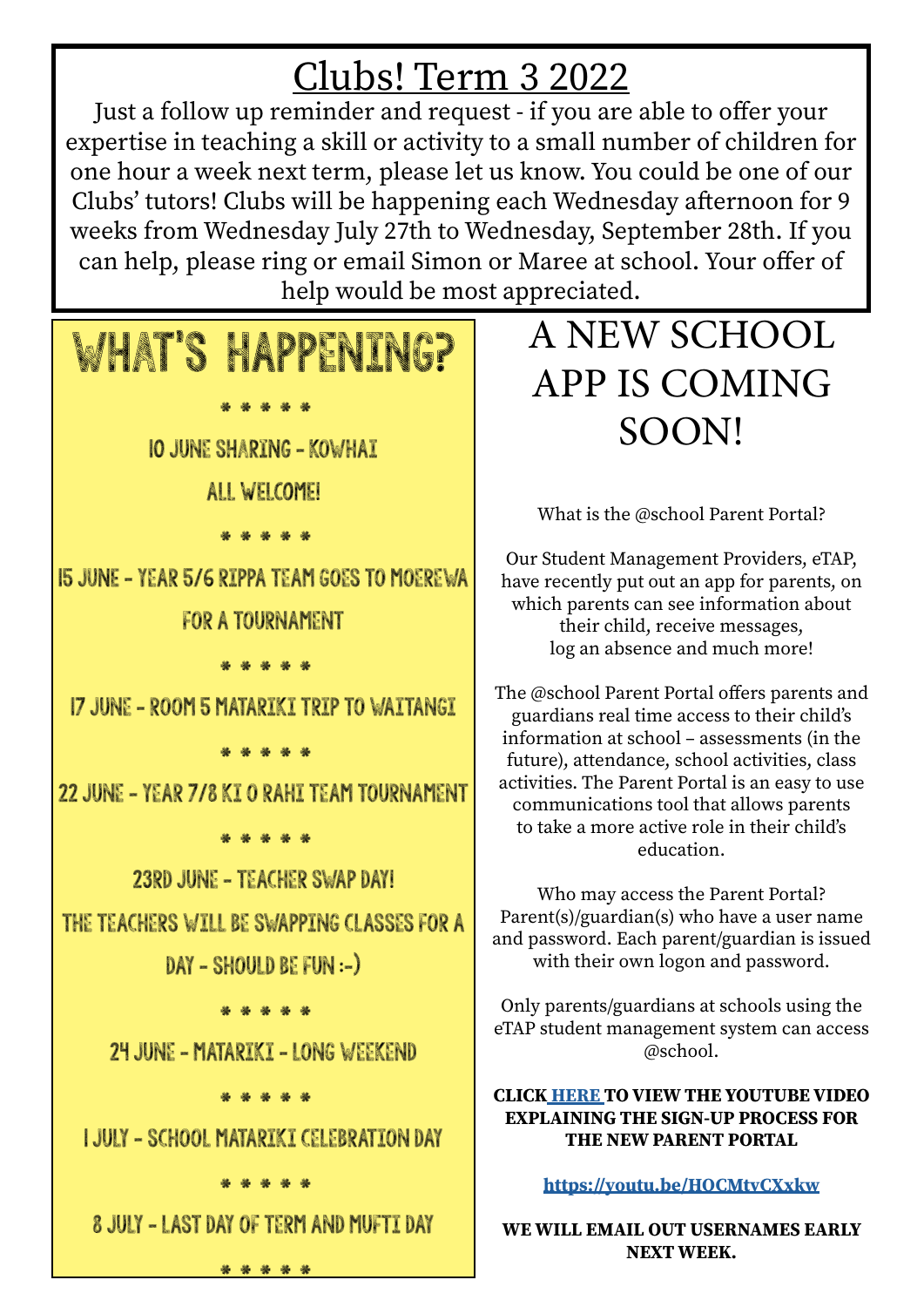# Clubs! Term 3 2022

Just a follow up reminder and request - if you are able to offer your expertise in teaching a skill or activity to a small number of children for one hour a week next term, please let us know. You could be one of our Clubs' tutors! Clubs will be happening each Wednesday afternoon for 9 weeks from Wednesday July 27th to Wednesday, September 28th. If you can help, please ring or email Simon or Maree at school. Your offer of help would be most appreciated.

## WHAT'S HAPPENING?

\* \* \* \* \*

10 JUNE SHARING - KOWHAI

ALL WELCOME!

\* \* \* \* \*

15 JUNE - YEAR 5/6 RIPPA TEAM GOES TO MOEREWA FOR A TOURNAMENT

\* \* \* \* \*

17 JUNE - ROOM 5 MATARIKI TRIP TO WAITANGI

\* \* \* \* \*

22 JUNE - YEAR 7/8 KI O RAHI TEAM TOURNAMENT

\* \* \* \* \*

23RD JUNE - TEACHER SWAP DAY!

THE TEACHERS WILL BE SWAPPING CLASSES FOR A DAY - SHOULD BE FUN :-)

\* \* \* \* \*

24 JUNE - MATARIKI - LONG WEEKEND

\* \* \* \* \*

1 JULY - SCHOOL MATARIKI CELEBRATION DAY

\* \* \* \* \*

8 JULY - LAST DAY OF TERM AND MUFTI DAY

\* \* \* \* \*

## A NEW SCHOOL APP IS COMING SOON!

What is the @school Parent Portal?

Our Student Management Providers, eTAP, have recently put out an app for parents, on which parents can see information about their child, receive messages, log an absence and much more!

The @school Parent Portal offers parents and guardians real time access to their child's information at school – assessments (in the future), attendance, school activities, class activities. The Parent Portal is an easy to use communications tool that allows parents to take a more active role in their child's education.

Who may access the Parent Portal? Parent(s)/guardian(s) who have a user name and password. Each parent/guardian is issued with their own logon and password.

Only parents/guardians at schools using the eTAP student management system can access @school.

**CLICK HERE TO VIEW THE YOUTUBE VIDEO EXPLAINING THE SIGN-UP PROCESS FOR THE NEW PARENT PORTAL**

**https://youtu.be/HOCMtvCXxkw**

**WE WILL EMAIL OUT USERNAMES EARLY NEXT WEEK.**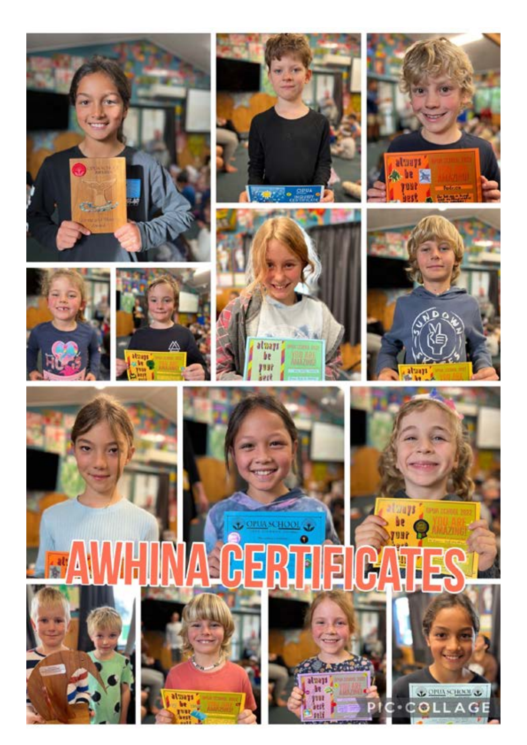# AWHINA CERTIFICATES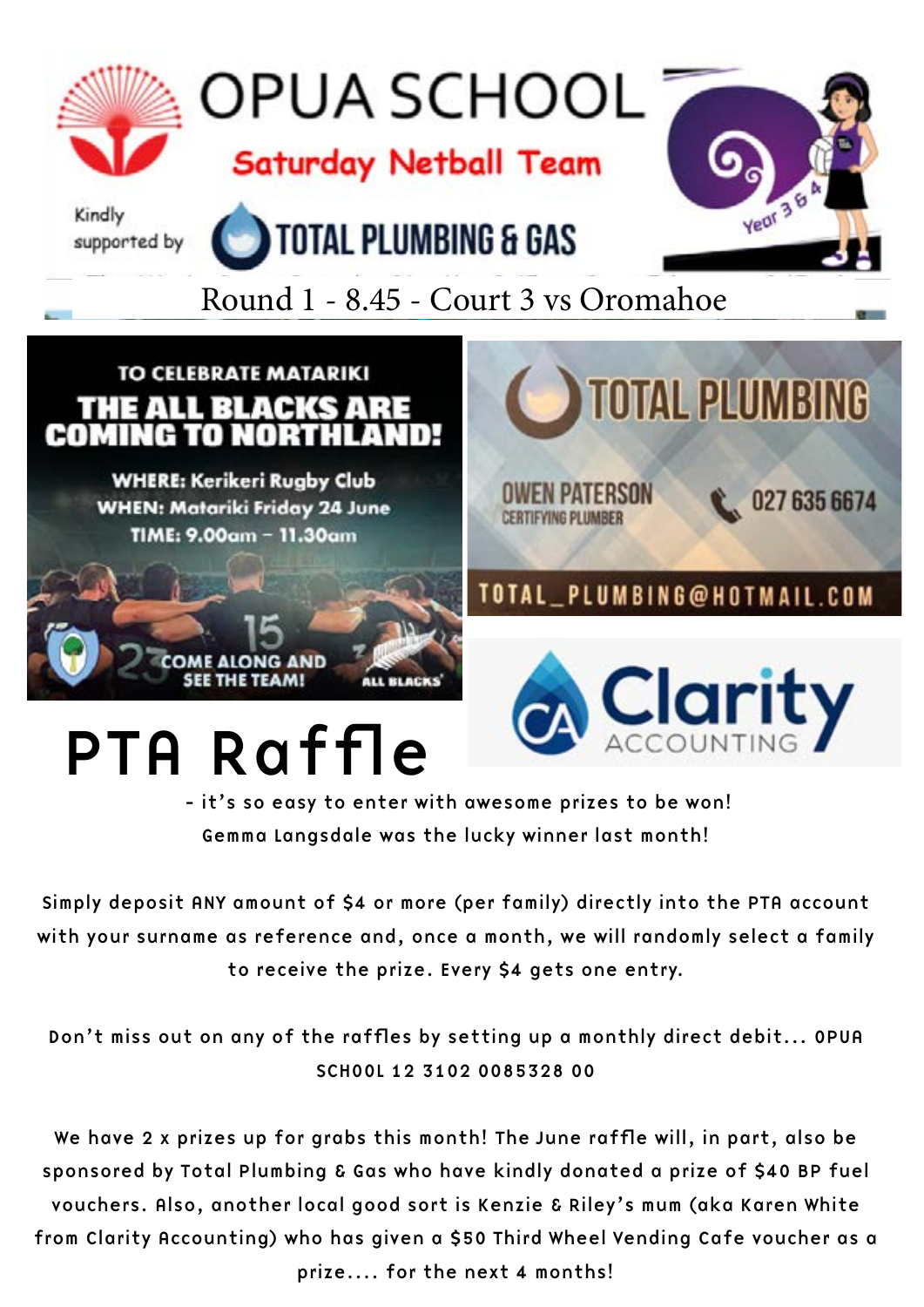# OPUA SCHOOL

## Saturday Netball Team

Kindly supported by TOTAL PLUMBING & GAS

Year 3 & 4

Round 1 - 8.45 - Court 3 vs Oromahoe

TO CELEBRATE MATARIKI

**THE ALL BLACKS ARE COMING TO NORTHLAND!**

WHERE: Kerikeri Rugby Club
WHEN: Matariki Friday 24 June
TIME: 9.00am – 11.30am

COME ALONG AND SEE THE TEAM!

ALL BLACKS

TOTAL PLUMBING

OWEN PATERSON
CERTIFYING PLUMBER

027 635 6674

TOTAL_PLUMBING@HOTMAIL.COM

Clarity ACCOUNTING

# PTA Raffle

- it's so easy to enter with awesome prizes to be won!
Gemma Langsdale was the lucky winner last month!

Simply deposit ANY amount of $4 or more (per family) directly into the PTA account with your surname as reference and, once a month, we will randomly select a family to receive the prize. Every $4 gets one entry.

Don't miss out on any of the raffles by setting up a monthly direct debit... OPUA SCHOOL 12 3102 0085328 00

We have 2 x prizes up for grabs this month! The June raffle will, in part, also be sponsored by Total Plumbing & Gas who have kindly donated a prize of $40 BP fuel vouchers. Also, another local good sort is Kenzie & Riley's mum (aka Karen White from Clarity Accounting) who has given a $50 Third Wheel Vending Cafe voucher as a prize.... for the next 4 months!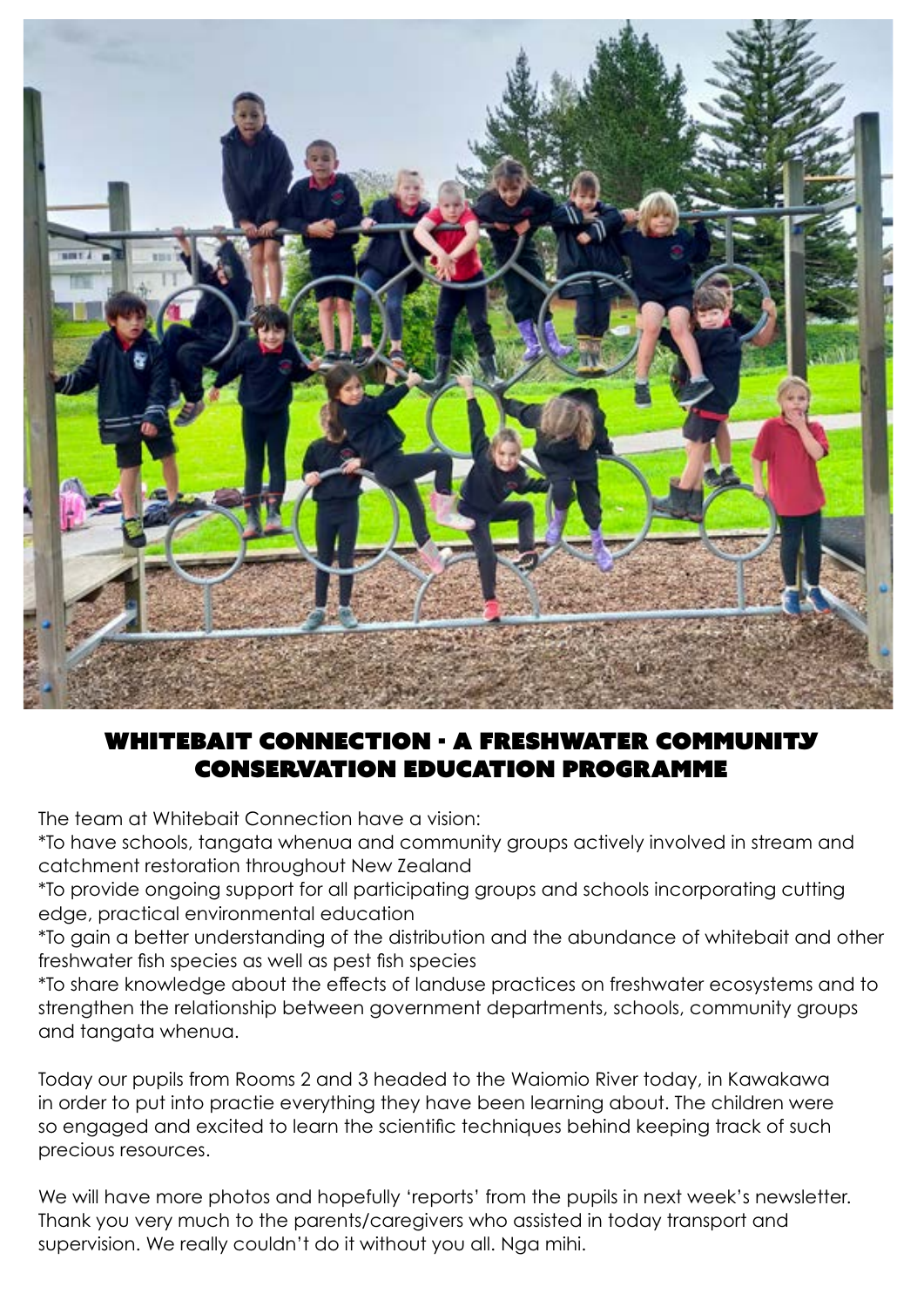## WHITEBAIT CONNECTION - A FRESHWATER COMMUNITY CONSERVATION EDUCATION PROGRAMME

The team at Whitebait Connection have a vision:
*To have schools, tangata whenua and community groups actively involved in stream and catchment restoration throughout New Zealand
*To provide ongoing support for all participating groups and schools incorporating cutting edge, practical environmental education
*To gain a better understanding of the distribution and the abundance of whitebait and other freshwater fish species as well as pest fish species
*To share knowledge about the effects of landuse practices on freshwater ecosystems and to strengthen the relationship between government departments, schools, community groups and tangata whenua.

Today our pupils from Rooms 2 and 3 headed to the Waiomio River today, in Kawakawa in order to put into practie everything they have been learning about. The children were so engaged and excited to learn the scientific techniques behind keeping track of such precious resources.

We will have more photos and hopefully 'reports' from the pupils in next week's newsletter. Thank you very much to the parents/caregivers who assisted in today transport and supervision. We really couldn't do it without you all. Nga mihi.